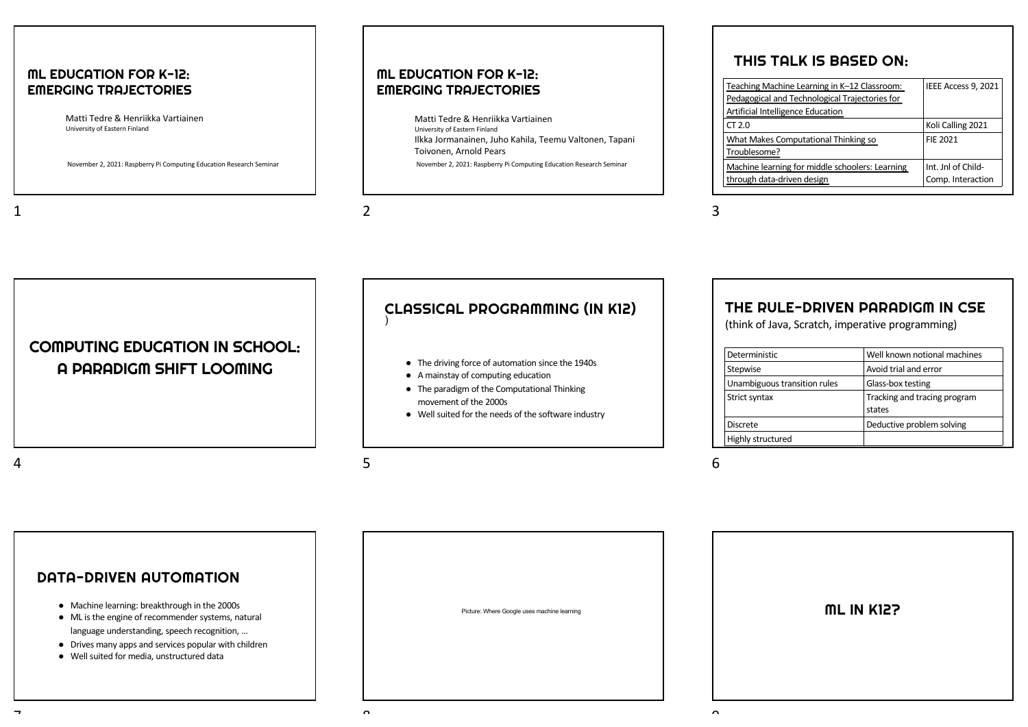# ML EDUCATION FOR K-12: EMERGING TRAJECTORIES

Matti Tedre & Henriikka Vartiainen
University of Eastern Finland

November 2, 2021: Raspberry Pi Computing Education Research Seminar

# ML EDUCATION FOR K-12: EMERGING TRAJECTORIES

Matti Tedre & Henriikka Vartiainen
University of Eastern Finland
Ilkka Jormanainen, Juho Kahila, Teemu Valtonen, Tapani Toivonen, Arnold Pears

November 2, 2021: Raspberry Pi Computing Education Research Seminar

## THIS TALK IS BASED ON:

| | |
|---|---|
| Teaching Machine Learning in K–12 Classroom: Pedagogical and Technological Trajectories for Artificial Intelligence Education | IEEE Access 9, 2021 |
| CT 2.0 | Koli Calling 2021 |
| What Makes Computational Thinking so Troublesome? | FIE 2021 |
| Machine learning for middle schoolers: Learning through data-driven design | Int. Jnl of Child-Comp. Interaction |

# COMPUTING EDUCATION IN SCHOOL: A PARADIGM SHIFT LOOMING

## CLASSICAL PROGRAMMING (IN K12)

)

- The driving force of automation since the 1940s
- A mainstay of computing education
- The paradigm of the Computational Thinking movement of the 2000s
- Well suited for the needs of the software industry

## THE RULE-DRIVEN PARADIGM IN CSE

(think of Java, Scratch, imperative programming)

| | |
|---|---|
| Deterministic | Well known notional machines |
| Stepwise | Avoid trial and error |
| Unambiguous transition rules | Glass-box testing |
| Strict syntax | Tracking and tracing program states |
| Discrete | Deductive problem solving |
| Highly structured | |

## DATA-DRIVEN AUTOMATION

- Machine learning: breakthrough in the 2000s
- ML is the engine of recommender systems, natural language understanding, speech recognition, …
- Drives many apps and services popular with children
- Well suited for media, unstructured data

Picture: Where Google uses machine learning

# ML IN K12?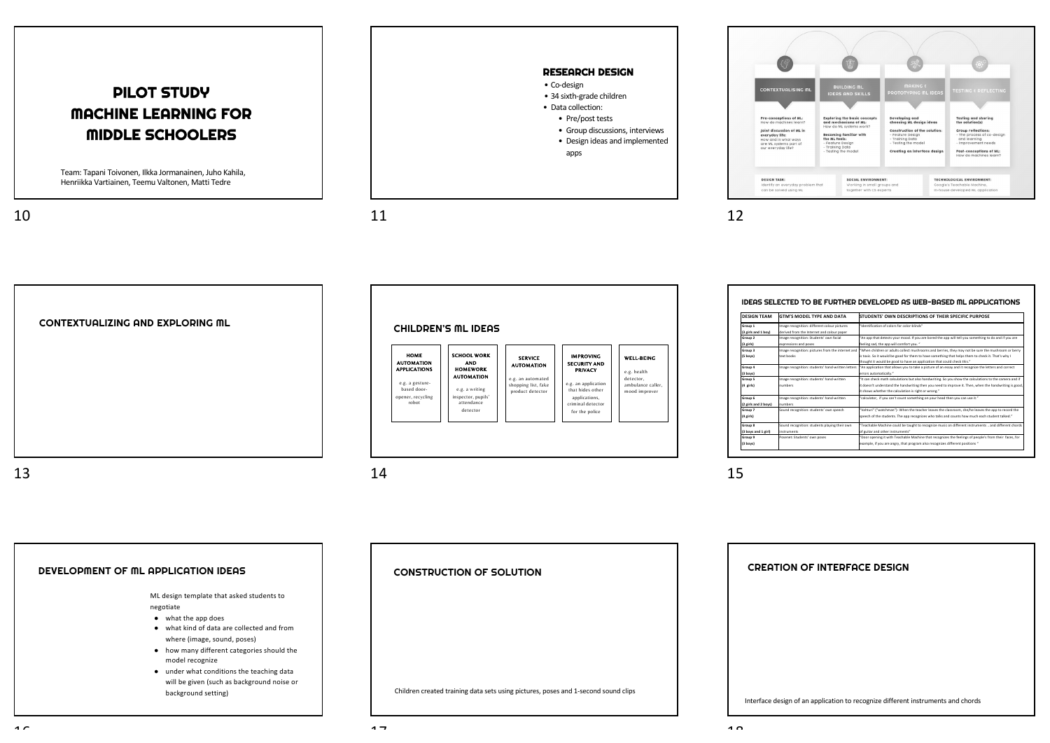# PILOT STUDY MACHINE LEARNING FOR MIDDLE SCHOOLERS

Team: Tapani Toivonen, Ilkka Jormanainen, Juho Kahila, Henriikka Vartiainen, Teemu Valtonen, Matti Tedre

## RESEARCH DESIGN

- Co-design
- 34 sixth-grade children
- Data collection:
  - Pre/post tests
  - Group discussions, interviews
  - Design ideas and implemented apps

**CONTEXTUALISING ML**

**Pre-conceptions of ML:** How do machines learn?

**Joint discussion of ML in everyday life:** How and in what ways are ML systems part of our everyday life?

**BUILDING ML IDEAS AND SKILLS**

**Exploring the basic concepts and mechanisms of ML:** How do ML systems work?

**Becoming familiar with the ML tools:**
- Feature Design
- Training Data
- Testing the model

**MAKING & PROTOTYPING ML IDEAS**

**Developing and choosing ML design ideas**

**Construction of the solution:**
- Feature Design
- Training Data
- Testing the model

**Creating an interface design**

**TESTING & REFLECTING**

**Testing and sharing the solution(s)**

**Group reflections:**
- The process of co-design and learning
- Improvement needs

**Post-conceptions of ML:** How do machines learn?

**DESIGN TASK:** Identify an everyday problem that can be solved using ML

**SOCIAL ENVIRONMENT:** Working in small groups and together with CS experts

**TECHNOLOGICAL ENVIRONMENT:** Google's Teachable Machine, in-house developed ML application

## CONTEXTUALIZING AND EXPLORING ML

## CHILDREN'S ML IDEAS

| HOME AUTOMATION APPLICATIONS | SCHOOL WORK AND HOMEWORK AUTOMATION | SERVICE AUTOMATION | IMPROVING SECURITY AND PRIVACY | WELL-BEING |
|---|---|---|---|---|
| e.g. a gesture-based door-opener, recycling robot | e.g. a writing inspector, pupils' attendance detector | e.g. an automated shopping list, fake product detector | e.g. an application that hides other applications, criminal detector for the police | e.g. health detector, ambulance caller, mood improver |

## IDEAS SELECTED TO BE FURTHER DEVELOPED AS WEB-BASED ML APPLICATIONS

| DESIGN TEAM | GTM'S MODEL TYPE AND DATA | STUDENTS' OWN DESCRIPTIONS OF THEIR SPECIFIC PURPOSE |
|---|---|---|
| Group 1 (3 girls and 1 boy) | Image recognition: different colour pictures derived from the Internet and colour paper | "Identification of colors for color-blinds" |
| Group 2 (3 girls) | Image recognition: Students' own facial expressions and poses | "An app that detects your mood. If you are bored the app will tell you something to do and if you are feeling sad, the app will comfort you. " |
| Group 3 (5 boys) | Image recognition: pictures from the Internet and text books | "When children or adults collect mushrooms and berries, they may not be sure the mushroom or berry is toxic. So it would be good for them to have something that helps them to check it. That's why I thought it would be good to have an application that could check this." |
| Group 4 (3 boys) | Image recognition: students' hand-written letters | "An application that allows you to take a picture of an essay and it recognize the letters and correct errors automatically." |
| Group 5 (4 girls) | Image recognition: students' hand-written numbers | "It can check math calculations but also handwriting. So you show the calculations to the camera and if it doesn't understand the handwriting then you need to improve it. Then, when the handwriting is good, it shows whether the calculation is right or wrong." |
| Group 6 (2 girls and 2 boys) | Image recognition: students' hand-written numbers | "Calculator, if you can't count something on your head then you can use it." |
| Group 7 (4 girls) | Sound recognition: students' own speech | "Vahtari" ("watchman")- When the teacher leaves the classroom, she/he leaves the app to record the speech of the students. The app recognizes who talks and counts how much each student talked." |
| Group 8 (3 boys and 1 girl) | Sound recognition: students playing their own instruments | "Teachable Machine could be taught to recognize music on different instruments ...and different chords of guitar and other instruments" |
| Group 9 (3 boys) | Posenet: Students' own poses | "Door opening it with Teachable Machine that recognizes the feelings of people's from their faces, for example, if you are angry, that program also recognizes different positions." |

## DEVELOPMENT OF ML APPLICATION IDEAS

ML design template that asked students to negotiate

- what the app does
- what kind of data are collected and from where (image, sound, poses)
- how many different categories should the model recognize
- under what conditions the teaching data will be given (such as background noise or background setting)

## CONSTRUCTION OF SOLUTION

Children created training data sets using pictures, poses and 1-second sound clips

## CREATION OF INTERFACE DESIGN

Interface design of an application to recognize different instruments and chords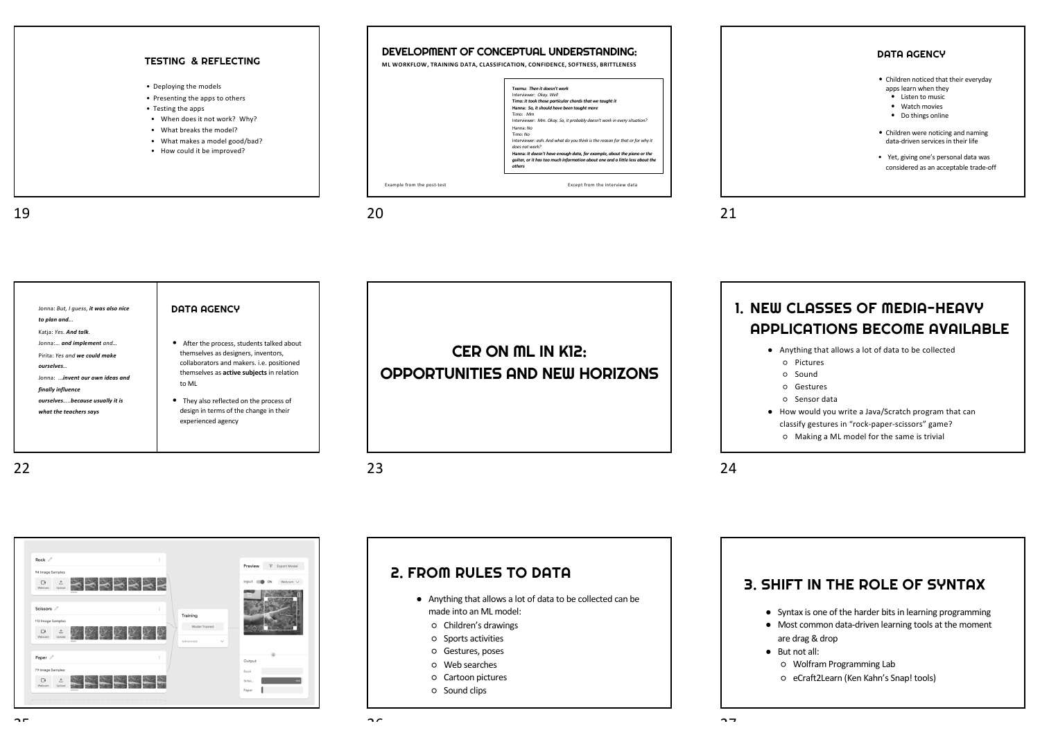## TESTING & REFLECTING

- Deploying the models
- Presenting the apps to others
- Testing the apps
  - When does it not work? Why?
  - What breaks the model?
  - What makes a model good/bad?
  - How could it be improved?

## DEVELOPMENT OF CONCEPTUAL UNDERSTANDING:

**ML WORKFLOW, TRAINING DATA, CLASSIFICATION, CONFIDENCE, SOFTNESS, BRITTLENESS**

***Teemu: Then it doesn't work***
*Interviewer: Okay. Well*
***Timo: it took those particular chords that we taught it***
***Hanna: So, it should have been taught more***
*Timo: Mm*
*Interviewer: Mm. Okay. So, it probably doesn't work in every situation?*
*Hanna: No*
*Timo: No*
*Interviewer: eah. And what do you think is the reason for that or for why it does not work?*
***Hanna: It doesn't have enough data, for example, about the piano or the guitar, or it has too much information about one and a little less about the others***

Example from the post-test

Except from the interview data

## DATA AGENCY

- Children noticed that their everyday apps learn when they
  - Listen to music
  - Watch movies
  - Do things online
- Children were noticing and naming data-driven services in their life
- Yet, giving one's personal data was considered as an acceptable trade-off

## DATA AGENCY

Jonna: *But, I guess, **it was also nice to plan and...***
Katja: *Yes. **And talk**.*
Jonna:*... **and implement** and...*
Pirita: *Yes and **we could make ourselves...***
Jonna: *...**invent our own ideas and finally influence ourselves.....because usually it is what the teachers says***

- After the process, students talked about themselves as designers, inventors, collaborators and makers. i.e. positioned themselves as **active subjects** in relation to ML
- They also reflected on the process of design in terms of the change in their experienced agency

# CER ON ML IN K12: OPPORTUNITIES AND NEW HORIZONS

## 1. NEW CLASSES OF MEDIA-HEAVY APPLICATIONS BECOME AVAILABLE

- Anything that allows a lot of data to be collected
  - Pictures
  - Sound
  - Gestures
  - Sensor data
- How would you write a Java/Scratch program that can classify gestures in "rock-paper-scissors" game?
  - Making a ML model for the same is trivial

## 2. FROM RULES TO DATA

- Anything that allows a lot of data to be collected can be made into an ML model:
  - Children's drawings
  - Sports activities
  - Gestures, poses
  - Web searches
  - Cartoon pictures
  - Sound clips

## 3. SHIFT IN THE ROLE OF SYNTAX

- Syntax is one of the harder bits in learning programming
- Most common data-driven learning tools at the moment are drag & drop
- But not all:
  - Wolfram Programming Lab
  - eCraft2Learn (Ken Kahn's Snap! tools)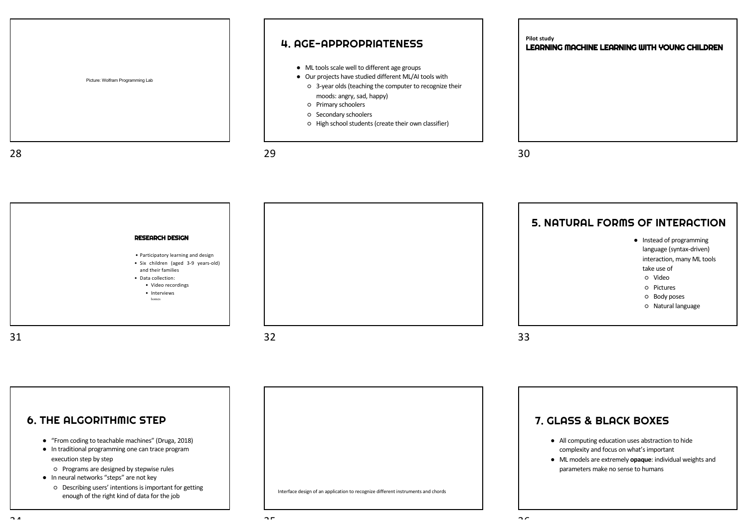Picture: Wolfram Programming Lab

## 4. AGE-APPROPRIATENESS

- ML tools scale well to different age groups
- Our projects have studied different ML/AI tools with
  - 3-year olds (teaching the computer to recognize their moods: angry, sad, happy)
  - Primary schoolers
  - Secondary schoolers
  - High school students (create their own classifier)

Pilot study

## LEARNING MACHINE LEARNING WITH YOUNG CHILDREN

### RESEARCH DESIGN

- Participatory learning and design
- Six children (aged 3-9 years-old) and their families
- Data collection:
  - Video recordings
  - Interviews

homes

## 5. NATURAL FORMS OF INTERACTION

- Instead of programming language (syntax-driven) interaction, many ML tools take use of
  - Video
  - Pictures
  - Body poses
  - Natural language

## 6. THE ALGORITHMIC STEP

- "From coding to teachable machines" (Druga, 2018)
- In traditional programming one can trace program execution step by step
  - Programs are designed by stepwise rules
- In neural networks "steps" are not key
  - Describing users' intentions is important for getting enough of the right kind of data for the job

Interface design of an application to recognize different instruments and chords

## 7. GLASS & BLACK BOXES

- All computing education uses abstraction to hide complexity and focus on what's important
- ML models are extremely **opaque**: individual weights and parameters make no sense to humans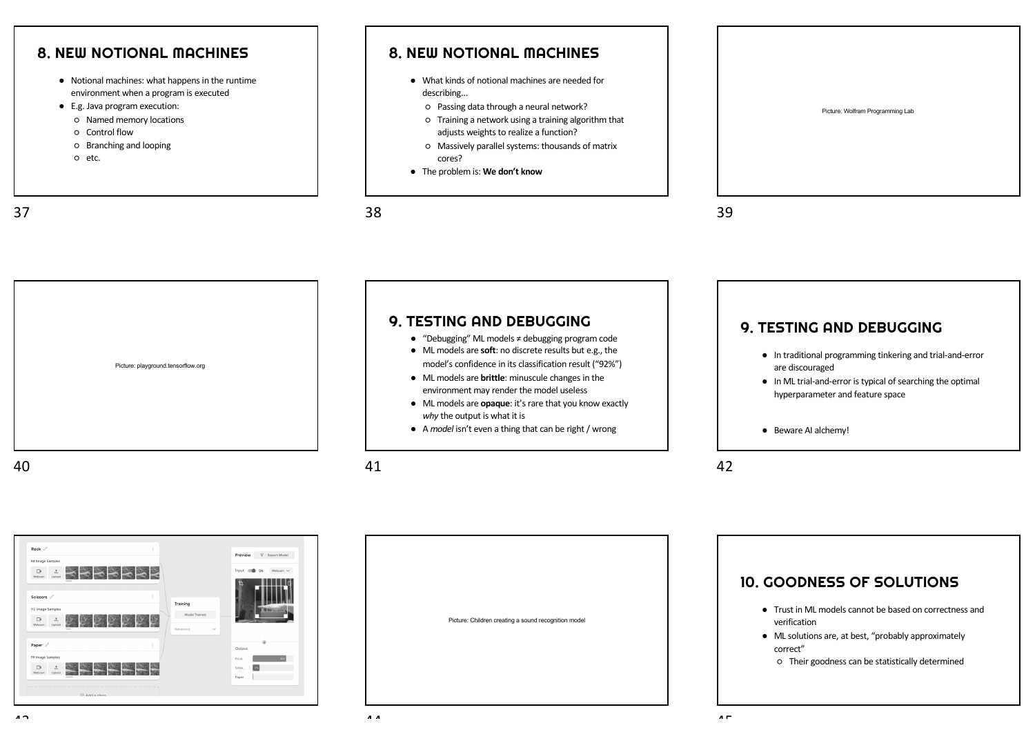## 8. NEW NOTIONAL MACHINES

- Notional machines: what happens in the runtime environment when a program is executed
- E.g. Java program execution:
  - Named memory locations
  - Control flow
  - Branching and looping
  - etc.

## 8. NEW NOTIONAL MACHINES

- What kinds of notional machines are needed for describing...
  - Passing data through a neural network?
  - Training a network using a training algorithm that adjusts weights to realize a function?
  - Massively parallel systems: thousands of matrix cores?
- The problem is: **We don't know**

Picture: Wolfram Programming Lab

Picture: playground.tensorflow.org

## 9. TESTING AND DEBUGGING

- "Debugging" ML models ≠ debugging program code
- ML models are **soft**: no discrete results but e.g., the model's confidence in its classification result ("92%")
- ML models are **brittle**: minuscule changes in the environment may render the model useless
- ML models are **opaque**: it's rare that you know exactly *why* the output is what it is
- A *model* isn't even a thing that can be right / wrong

## 9. TESTING AND DEBUGGING

- In traditional programming tinkering and trial-and-error are discouraged
- In ML trial-and-error is typical of searching the optimal hyperparameter and feature space
- Beware AI alchemy!

Picture: Children creating a sound recognition model

## 10. GOODNESS OF SOLUTIONS

- Trust in ML models cannot be based on correctness and verification
- ML solutions are, at best, "probably approximately correct"
  - Their goodness can be statistically determined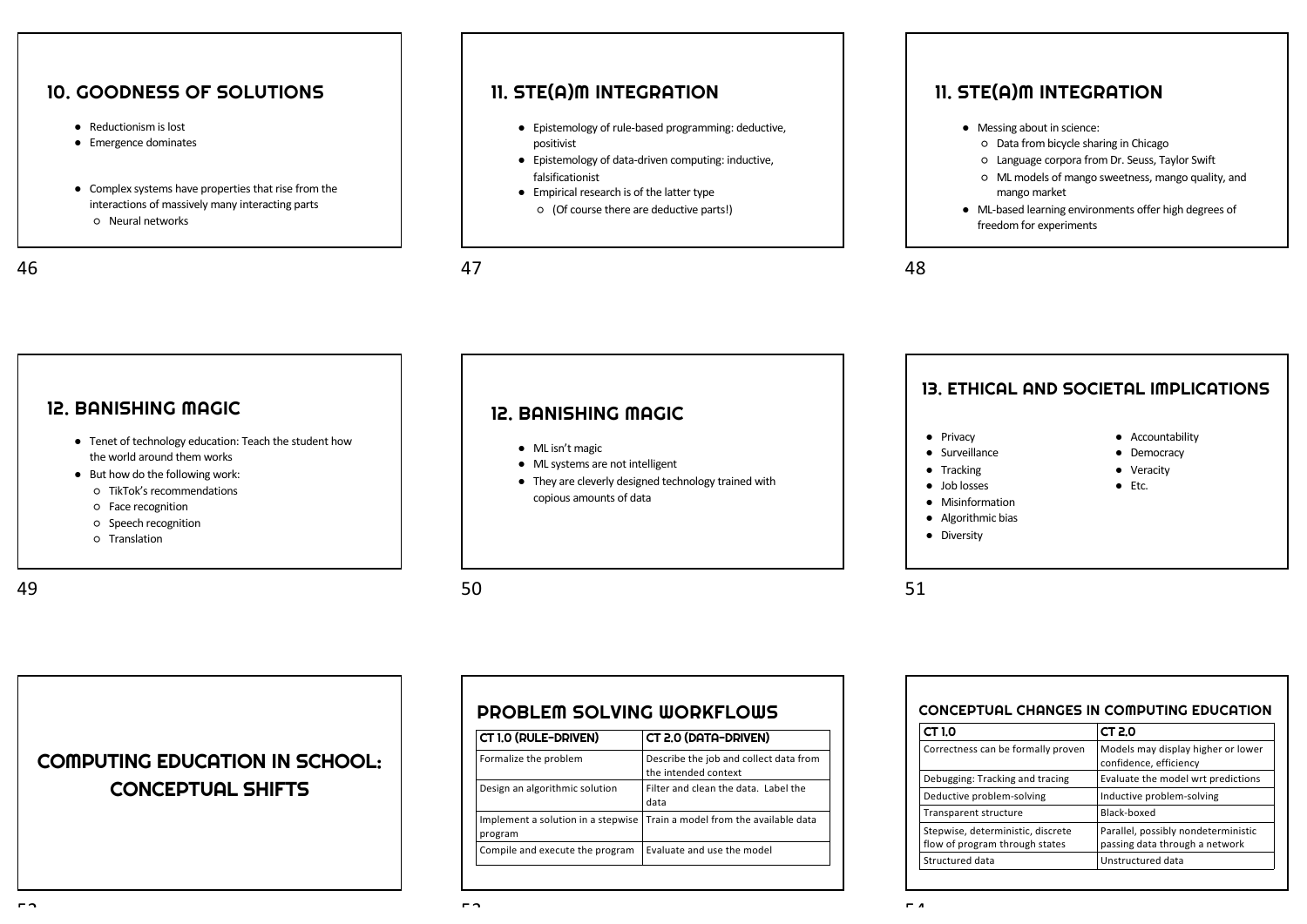## 10. GOODNESS OF SOLUTIONS

- Reductionism is lost
- Emergence dominates

- Complex systems have properties that rise from the interactions of massively many interacting parts
  - Neural networks

## 11. STE(A)M INTEGRATION

- Epistemology of rule-based programming: deductive, positivist
- Epistemology of data-driven computing: inductive, falsificationist
- Empirical research is of the latter type
  - (Of course there are deductive parts!)

## 11. STE(A)M INTEGRATION

- Messing about in science:
  - Data from bicycle sharing in Chicago
  - Language corpora from Dr. Seuss, Taylor Swift
  - ML models of mango sweetness, mango quality, and mango market
- ML-based learning environments offer high degrees of freedom for experiments

## 12. BANISHING MAGIC

- Tenet of technology education: Teach the student how the world around them works
- But how do the following work:
  - TikTok's recommendations
  - Face recognition
  - Speech recognition
  - Translation

## 12. BANISHING MAGIC

- ML isn't magic
- ML systems are not intelligent
- They are cleverly designed technology trained with copious amounts of data

## 13. ETHICAL AND SOCIETAL IMPLICATIONS

- Privacy
- Surveillance
- Tracking
- Job losses
- Misinformation
- Algorithmic bias
- Diversity
- Accountability
- Democracy
- Veracity
- Etc.

# COMPUTING EDUCATION IN SCHOOL: CONCEPTUAL SHIFTS

## PROBLEM SOLVING WORKFLOWS

| CT 1.0 (RULE-DRIVEN) | CT 2.0 (DATA-DRIVEN) |
|---|---|
| Formalize the problem | Describe the job and collect data from the intended context |
| Design an algorithmic solution | Filter and clean the data. Label the data |
| Implement a solution in a stepwise program | Train a model from the available data |
| Compile and execute the program | Evaluate and use the model |

## CONCEPTUAL CHANGES IN COMPUTING EDUCATION

| CT 1.0 | CT 2.0 |
|---|---|
| Correctness can be formally proven | Models may display higher or lower confidence, efficiency |
| Debugging: Tracking and tracing | Evaluate the model wrt predictions |
| Deductive problem-solving | Inductive problem-solving |
| Transparent structure | Black-boxed |
| Stepwise, deterministic, discrete flow of program through states | Parallel, possibly nondeterministic passing data through a network |
| Structured data | Unstructured data |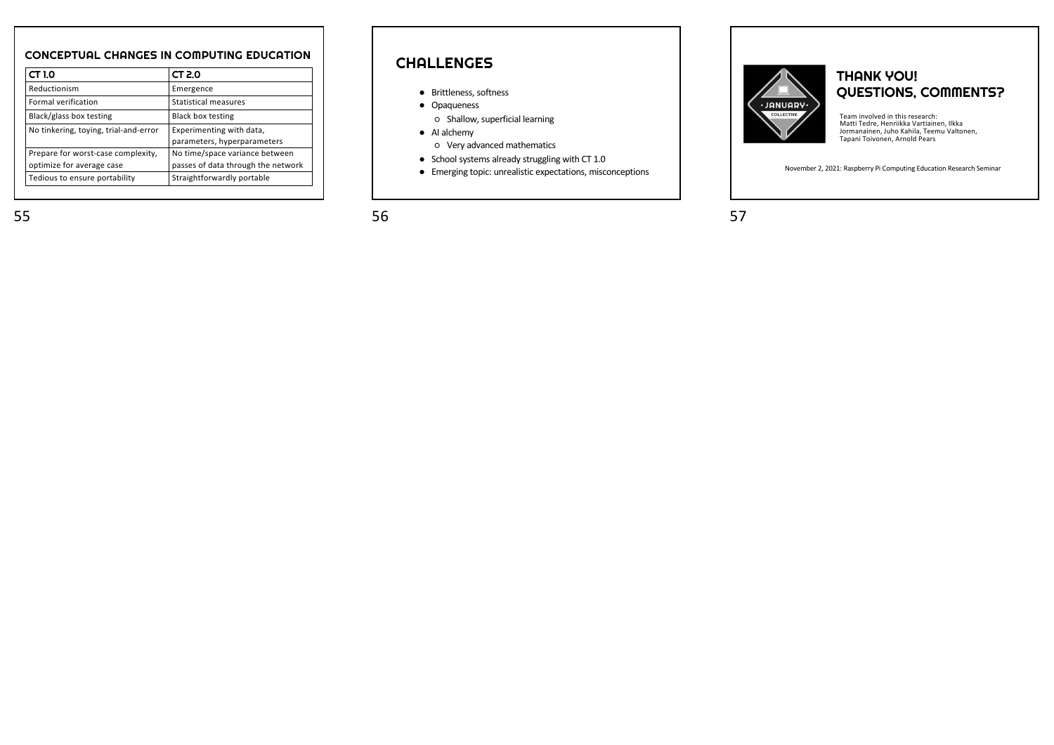## CONCEPTUAL CHANGES IN COMPUTING EDUCATION

| CT 1.0 | CT 2.0 |
|---|---|
| Reductionism | Emergence |
| Formal verification | Statistical measures |
| Black/glass box testing | Black box testing |
| No tinkering, toying, trial-and-error | Experimenting with data, parameters, hyperparameters |
| Prepare for worst-case complexity, optimize for average case | No time/space variance between passes of data through the network |
| Tedious to ensure portability | Straightforwardly portable |

## CHALLENGES

- Brittleness, softness
- Opaqueness
  - Shallow, superficial learning
- AI alchemy
  - Very advanced mathematics
- School systems already struggling with CT 1.0
- Emerging topic: unrealistic expectations, misconceptions

## THANK YOU! QUESTIONS, COMMENTS?

JANUARY COLLECTIVE

Team involved in this research:
Matti Tedre, Henriikka Vartiainen, Ilkka Jormanainen, Juho Kahila, Teemu Valtonen, Tapani Toivonen, Arnold Pears

November 2, 2021: Raspberry Pi Computing Education Research Seminar